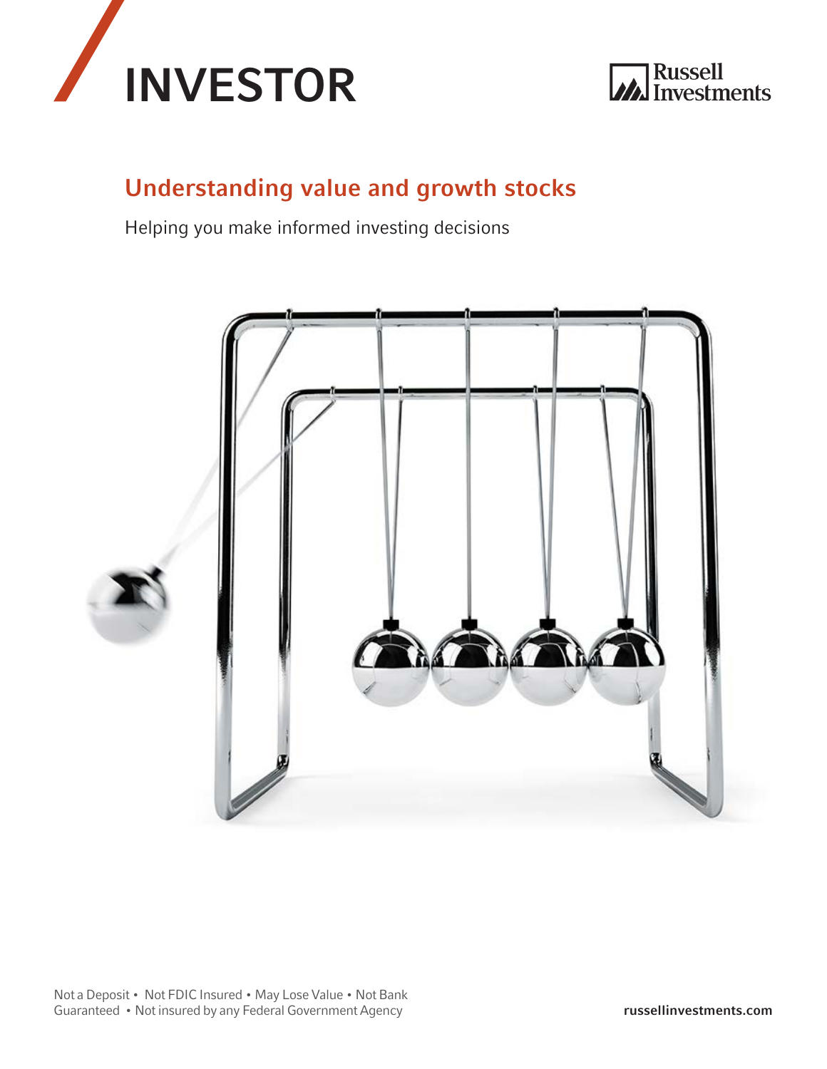# INVESTOR

Russell Investments

## Understanding value and growth stocks

Helping you make informed investing decisions

Not a Deposit • Not FDIC Insured • May Lose Value • Not Bank Guaranteed • Not insured by any Federal Government Agency

**russellinvestments.com**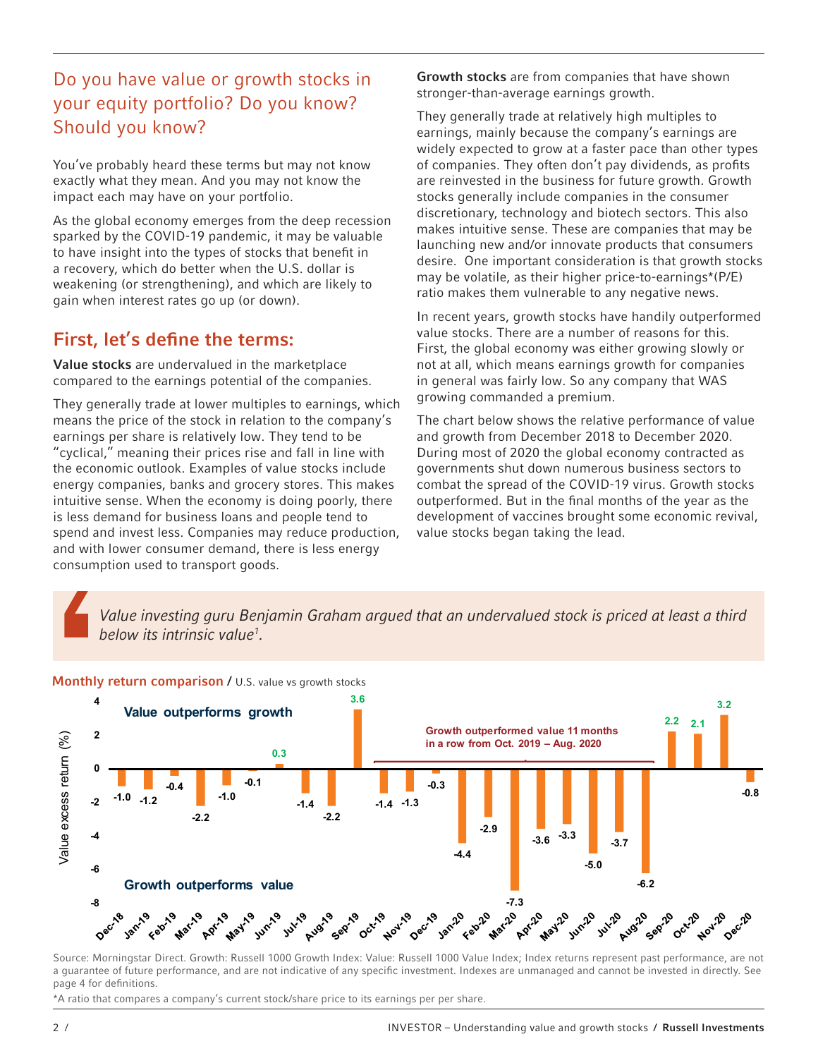## Do you have value or growth stocks in your equity portfolio? Do you know? Should you know?

You've probably heard these terms but may not know exactly what they mean. And you may not know the impact each may have on your portfolio.

As the global economy emerges from the deep recession sparked by the COVID-19 pandemic, it may be valuable to have insight into the types of stocks that benefit in a recovery, which do better when the U.S. dollar is weakening (or strengthening), and which are likely to gain when interest rates go up (or down).

## First, let's define the terms:

**Value stocks** are undervalued in the marketplace compared to the earnings potential of the companies.

They generally trade at lower multiples to earnings, which means the price of the stock in relation to the company's earnings per share is relatively low. They tend to be "cyclical," meaning their prices rise and fall in line with the economic outlook. Examples of value stocks include energy companies, banks and grocery stores. This makes intuitive sense. When the economy is doing poorly, there is less demand for business loans and people tend to spend and invest less. Companies may reduce production, and with lower consumer demand, there is less energy consumption used to transport goods.

**Growth stocks** are from companies that have shown stronger-than-average earnings growth.

They generally trade at relatively high multiples to earnings, mainly because the company's earnings are widely expected to grow at a faster pace than other types of companies. They often don't pay dividends, as profits are reinvested in the business for future growth. Growth stocks generally include companies in the consumer discretionary, technology and biotech sectors. This also makes intuitive sense. These are companies that may be launching new and/or innovate products that consumers desire. One important consideration is that growth stocks may be volatile, as their higher price-to-earnings*(P/E) ratio makes them vulnerable to any negative news.

In recent years, growth stocks have handily outperformed value stocks. There are a number of reasons for this. First, the global economy was either growing slowly or not at all, which means earnings growth for companies in general was fairly low. So any company that WAS growing commanded a premium.

The chart below shows the relative performance of value and growth from December 2018 to December 2020. During most of 2020 the global economy contracted as governments shut down numerous business sectors to combat the spread of the COVID-19 virus. Growth stocks outperformed. But in the final months of the year as the development of vaccines brought some economic revival, value stocks began taking the lead.

> *Value investing guru Benjamin Graham argued that an undervalued stock is priced at least a third below its intrinsic value[1].*

**Monthly return comparison /** U.S. value vs growth stocks

Value excess return (%) — Value outperforms growth (positive) / Growth outperforms value (negative). Growth outperformed value 11 months in a row from Oct. 2019 – Aug. 2020.

| Month | Value excess return (%) |
|---|---|
| Dec-18 | -1.0 |
| Jan-19 | -1.2 |
| Feb-19 | -0.4 |
| Mar-19 | -2.2 |
| Apr-19 | -1.0 |
| May-19 | -0.1 |
| Jun-19 | 0.3 |
| Jul-19 | -1.4 |
| Aug-19 | -2.2 |
| Sep-19 | 3.6 |
| Oct-19 | -1.4 |
| Nov-19 | -1.3 |
| Dec-19 | -0.3 |
| Jan-20 | -4.4 |
| Feb-20 | -2.9 |
| Mar-20 | -7.3 |
| Apr-20 | -3.6 |
| May-20 | -3.3 |
| Jun-20 | -5.0 |
| Jul-20 | -3.7 |
| Aug-20 | -6.2 |
| Sep-20 | 2.2 |
| Oct-20 | 2.1 |
| Nov-20 | 3.2 |
| Dec-20 | -0.8 |

Source: Morningstar Direct. Growth: Russell 1000 Growth Index: Value: Russell 1000 Value Index; Index returns represent past performance, are not a guarantee of future performance, and are not indicative of any specific investment. Indexes are unmanaged and cannot be invested in directly. See page 4 for definitions.

*A ratio that compares a company's current stock/share price to its earnings per per share.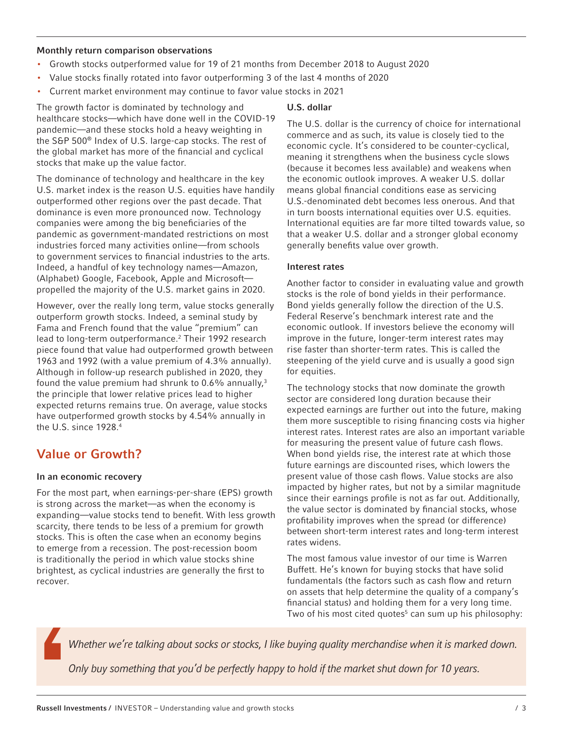**Monthly return comparison observations**

- Growth stocks outperformed value for 19 of 21 months from December 2018 to August 2020
- Value stocks finally rotated into favor outperforming 3 of the last 4 months of 2020
- Current market environment may continue to favor value stocks in 2021

The growth factor is dominated by technology and healthcare stocks—which have done well in the COVID-19 pandemic—and these stocks hold a heavy weighting in the S&P 500® Index of U.S. large-cap stocks. The rest of the global market has more of the financial and cyclical stocks that make up the value factor.

The dominance of technology and healthcare in the key U.S. market index is the reason U.S. equities have handily outperformed other regions over the past decade. That dominance is even more pronounced now. Technology companies were among the big beneficiaries of the pandemic as government-mandated restrictions on most industries forced many activities online—from schools to government services to financial industries to the arts. Indeed, a handful of key technology names—Amazon, (Alphabet) Google, Facebook, Apple and Microsoft—propelled the majority of the U.S. market gains in 2020.

However, over the really long term, value stocks generally outperform growth stocks. Indeed, a seminal study by Fama and French found that the value "premium" can lead to long-term outperformance.[2] Their 1992 research piece found that value had outperformed growth between 1963 and 1992 (with a value premium of 4.3% annually). Although in follow-up research published in 2020, they found the value premium had shrunk to 0.6% annually,[3] the principle that lower relative prices lead to higher expected returns remains true. On average, value stocks have outperformed growth stocks by 4.54% annually in the U.S. since 1928.[4]

## Value or Growth?

**In an economic recovery**

For the most part, when earnings-per-share (EPS) growth is strong across the market—as when the economy is expanding—value stocks tend to benefit. With less growth scarcity, there tends to be less of a premium for growth stocks. This is often the case when an economy begins to emerge from a recession. The post-recession boom is traditionally the period in which value stocks shine brightest, as cyclical industries are generally the first to recover.

**U.S. dollar**

The U.S. dollar is the currency of choice for international commerce and as such, its value is closely tied to the economic cycle. It's considered to be counter-cyclical, meaning it strengthens when the business cycle slows (because it becomes less available) and weakens when the economic outlook improves. A weaker U.S. dollar means global financial conditions ease as servicing U.S.-denominated debt becomes less onerous. And that in turn boosts international equities over U.S. equities. International equities are far more tilted towards value, so that a weaker U.S. dollar and a stronger global economy generally benefits value over growth.

**Interest rates**

Another factor to consider in evaluating value and growth stocks is the role of bond yields in their performance. Bond yields generally follow the direction of the U.S. Federal Reserve's benchmark interest rate and the economic outlook. If investors believe the economy will improve in the future, longer-term interest rates may rise faster than shorter-term rates. This is called the steepening of the yield curve and is usually a good sign for equities.

The technology stocks that now dominate the growth sector are considered long duration because their expected earnings are further out into the future, making them more susceptible to rising financing costs via higher interest rates. Interest rates are also an important variable for measuring the present value of future cash flows. When bond yields rise, the interest rate at which those future earnings are discounted rises, which lowers the present value of those cash flows. Value stocks are also impacted by higher rates, but not by a similar magnitude since their earnings profile is not as far out. Additionally, the value sector is dominated by financial stocks, whose profitability improves when the spread (or difference) between short-term interest rates and long-term interest rates widens.

The most famous value investor of our time is Warren Buffett. He's known for buying stocks that have solid fundamentals (the factors such as cash flow and return on assets that help determine the quality of a company's financial status) and holding them for a very long time. Two of his most cited quotes[5] can sum up his philosophy:

> *Whether we're talking about socks or stocks, I like buying quality merchandise when it is marked down.*
>
> *Only buy something that you'd be perfectly happy to hold if the market shut down for 10 years.*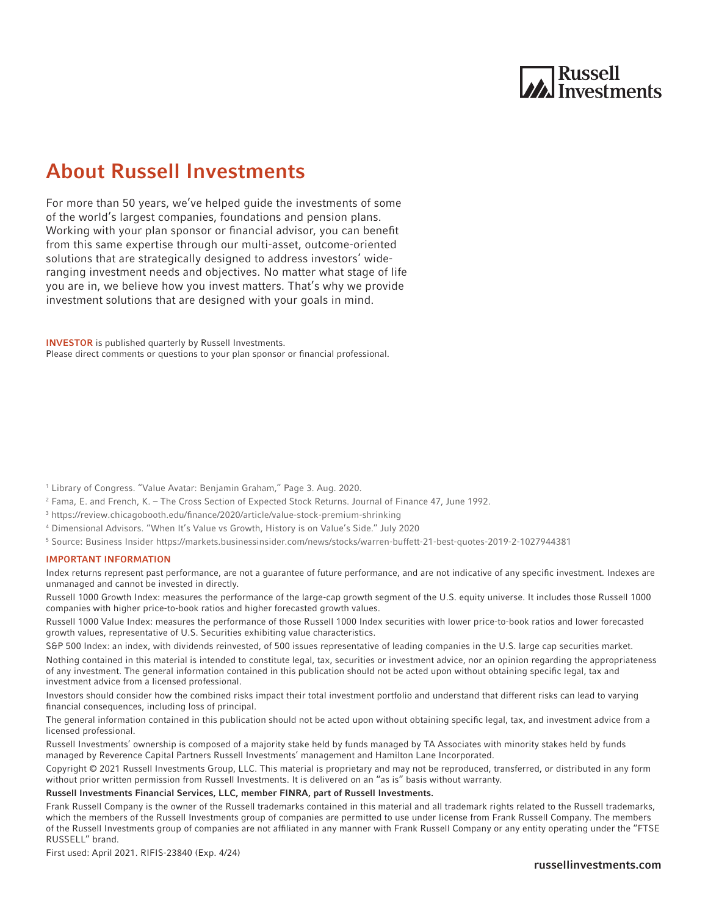# About Russell Investments

For more than 50 years, we've helped guide the investments of some of the world's largest companies, foundations and pension plans. Working with your plan sponsor or financial advisor, you can benefit from this same expertise through our multi-asset, outcome-oriented solutions that are strategically designed to address investors' wide-ranging investment needs and objectives. No matter what stage of life you are in, we believe how you invest matters. That's why we provide investment solutions that are designed with your goals in mind.

**INVESTOR** is published quarterly by Russell Investments.
Please direct comments or questions to your plan sponsor or financial professional.

[1] Library of Congress. "Value Avatar: Benjamin Graham," Page 3. Aug. 2020.

[2] Fama, E. and French, K. – The Cross Section of Expected Stock Returns. Journal of Finance 47, June 1992.

[3] https://review.chicagobooth.edu/finance/2020/article/value-stock-premium-shrinking

[4] Dimensional Advisors. "When It's Value vs Growth, History is on Value's Side." July 2020

[5] Source: Business Insider https://markets.businessinsider.com/news/stocks/warren-buffett-21-best-quotes-2019-2-1027944381

**IMPORTANT INFORMATION**

Index returns represent past performance, are not a guarantee of future performance, and are not indicative of any specific investment. Indexes are unmanaged and cannot be invested in directly.

Russell 1000 Growth Index: measures the performance of the large-cap growth segment of the U.S. equity universe. It includes those Russell 1000 companies with higher price-to-book ratios and higher forecasted growth values.

Russell 1000 Value Index: measures the performance of those Russell 1000 Index securities with lower price-to-book ratios and lower forecasted growth values, representative of U.S. Securities exhibiting value characteristics.

S&P 500 Index: an index, with dividends reinvested, of 500 issues representative of leading companies in the U.S. large cap securities market.

Nothing contained in this material is intended to constitute legal, tax, securities or investment advice, nor an opinion regarding the appropriateness of any investment. The general information contained in this publication should not be acted upon without obtaining specific legal, tax and investment advice from a licensed professional.

Investors should consider how the combined risks impact their total investment portfolio and understand that different risks can lead to varying financial consequences, including loss of principal.

The general information contained in this publication should not be acted upon without obtaining specific legal, tax, and investment advice from a licensed professional.

Russell Investments' ownership is composed of a majority stake held by funds managed by TA Associates with minority stakes held by funds managed by Reverence Capital Partners Russell Investments' management and Hamilton Lane Incorporated.

Copyright © 2021 Russell Investments Group, LLC. This material is proprietary and may not be reproduced, transferred, or distributed in any form without prior written permission from Russell Investments. It is delivered on an "as is" basis without warranty.

**Russell Investments Financial Services, LLC, member FINRA, part of Russell Investments.**

Frank Russell Company is the owner of the Russell trademarks contained in this material and all trademark rights related to the Russell trademarks, which the members of the Russell Investments group of companies are permitted to use under license from Frank Russell Company. The members of the Russell Investments group of companies are not affiliated in any manner with Frank Russell Company or any entity operating under the "FTSE RUSSELL" brand.

First used: April 2021. RIFIS-23840 (Exp. 4/24)

**russellinvestments.com**